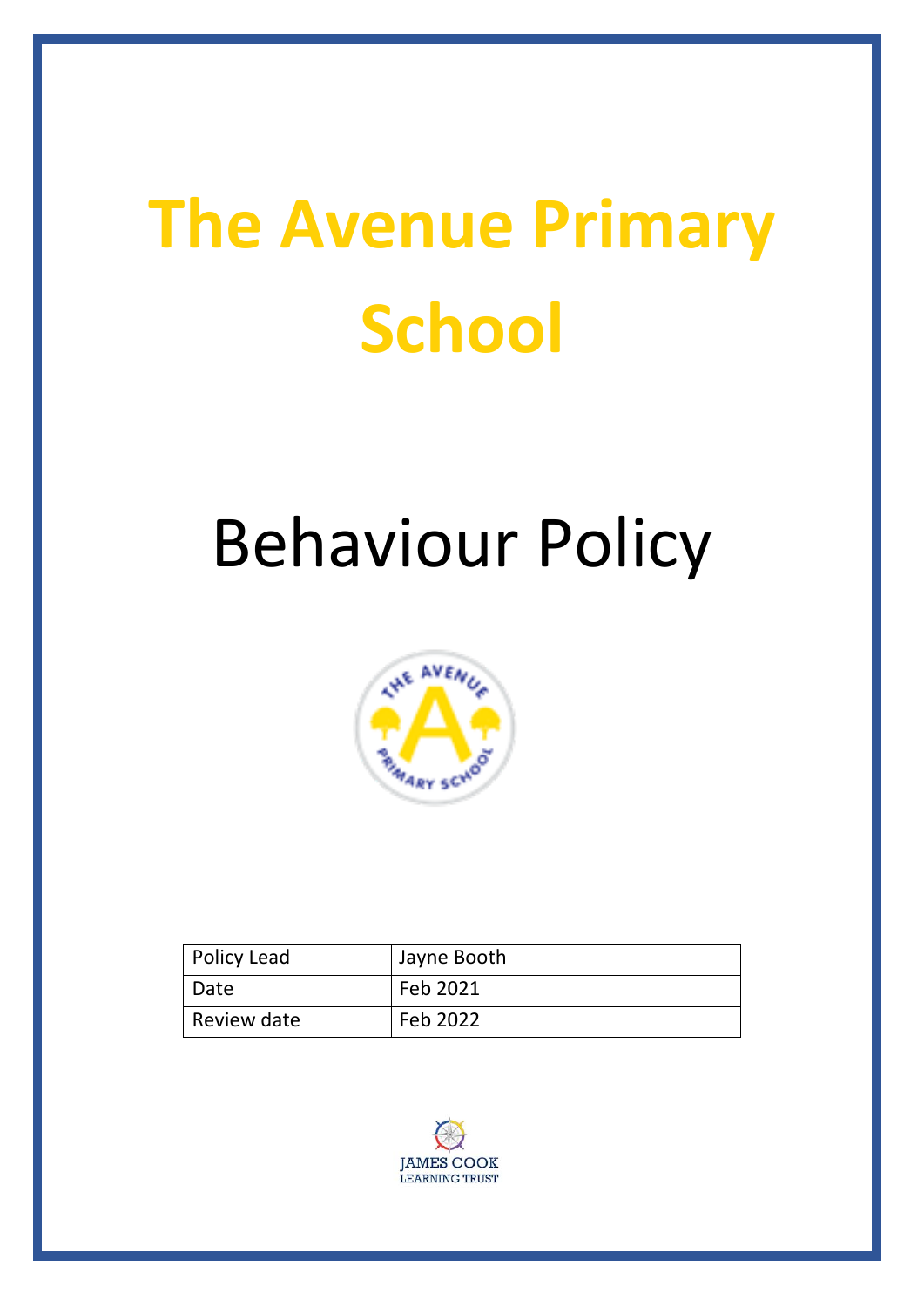# The Avenue Primary School

# Behaviour Policy

| Policy Lead | Jayne Booth |
|---|---|
| Date | Feb 2021 |
| Review date | Feb 2022 |

JAMES COOK LEARNING TRUST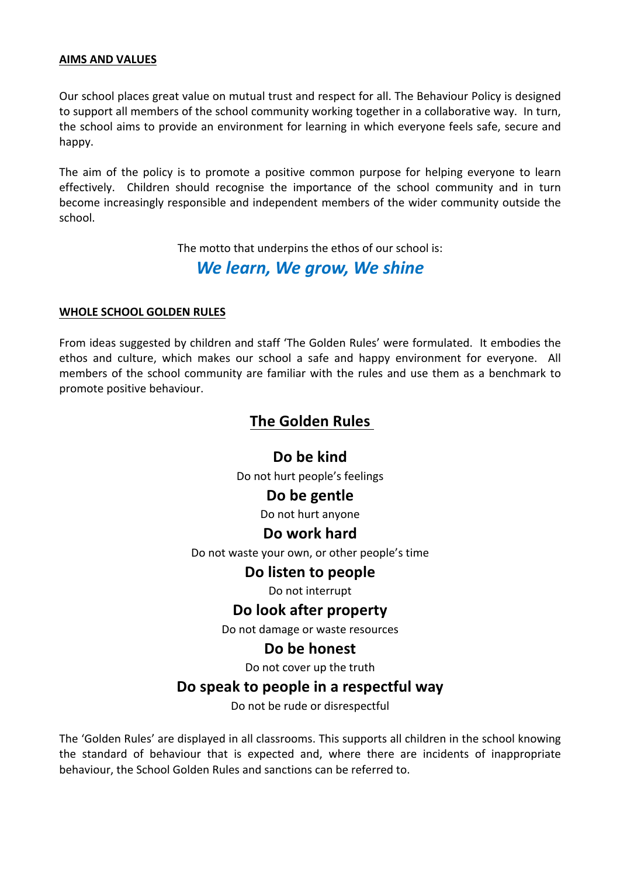## AIMS AND VALUES

Our school places great value on mutual trust and respect for all. The Behaviour Policy is designed to support all members of the school community working together in a collaborative way. In turn, the school aims to provide an environment for learning in which everyone feels safe, secure and happy.

The aim of the policy is to promote a positive common purpose for helping everyone to learn effectively. Children should recognise the importance of the school community and in turn become increasingly responsible and independent members of the wider community outside the school.

The motto that underpins the ethos of our school is:

***We learn, We grow, We shine***

## WHOLE SCHOOL GOLDEN RULES

From ideas suggested by children and staff 'The Golden Rules' were formulated. It embodies the ethos and culture, which makes our school a safe and happy environment for everyone. All members of the school community are familiar with the rules and use them as a benchmark to promote positive behaviour.

### The Golden Rules

**Do be kind**
Do not hurt people's feelings

**Do be gentle**
Do not hurt anyone

**Do work hard**
Do not waste your own, or other people's time

**Do listen to people**
Do not interrupt

**Do look after property**
Do not damage or waste resources

**Do be honest**
Do not cover up the truth

**Do speak to people in a respectful way**
Do not be rude or disrespectful

The 'Golden Rules' are displayed in all classrooms. This supports all children in the school knowing the standard of behaviour that is expected and, where there are incidents of inappropriate behaviour, the School Golden Rules and sanctions can be referred to.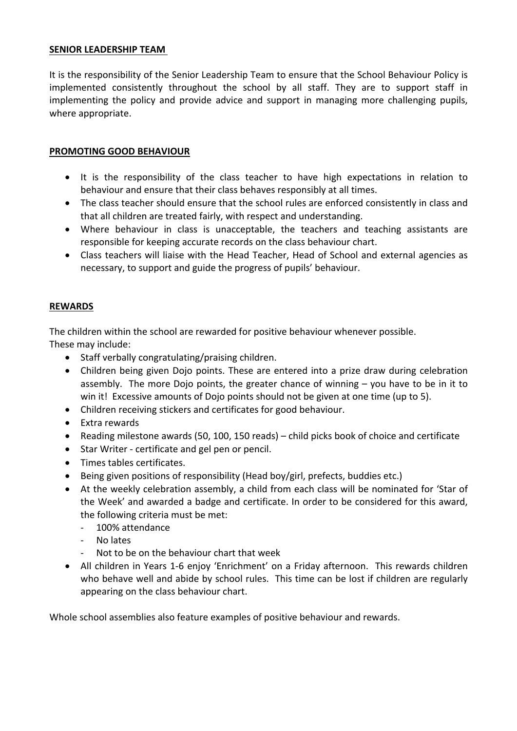## SENIOR LEADERSHIP TEAM

It is the responsibility of the Senior Leadership Team to ensure that the School Behaviour Policy is implemented consistently throughout the school by all staff. They are to support staff in implementing the policy and provide advice and support in managing more challenging pupils, where appropriate.

## PROMOTING GOOD BEHAVIOUR

- It is the responsibility of the class teacher to have high expectations in relation to behaviour and ensure that their class behaves responsibly at all times.
- The class teacher should ensure that the school rules are enforced consistently in class and that all children are treated fairly, with respect and understanding.
- Where behaviour in class is unacceptable, the teachers and teaching assistants are responsible for keeping accurate records on the class behaviour chart.
- Class teachers will liaise with the Head Teacher, Head of School and external agencies as necessary, to support and guide the progress of pupils' behaviour.

## REWARDS

The children within the school are rewarded for positive behaviour whenever possible.
These may include:

- Staff verbally congratulating/praising children.
- Children being given Dojo points. These are entered into a prize draw during celebration assembly. The more Dojo points, the greater chance of winning – you have to be in it to win it! Excessive amounts of Dojo points should not be given at one time (up to 5).
- Children receiving stickers and certificates for good behaviour.
- Extra rewards
- Reading milestone awards (50, 100, 150 reads) – child picks book of choice and certificate
- Star Writer - certificate and gel pen or pencil.
- Times tables certificates.
- Being given positions of responsibility (Head boy/girl, prefects, buddies etc.)
- At the weekly celebration assembly, a child from each class will be nominated for 'Star of the Week' and awarded a badge and certificate. In order to be considered for this award, the following criteria must be met:
  - 100% attendance
  - No lates
  - Not to be on the behaviour chart that week
- All children in Years 1-6 enjoy 'Enrichment' on a Friday afternoon. This rewards children who behave well and abide by school rules. This time can be lost if children are regularly appearing on the class behaviour chart.

Whole school assemblies also feature examples of positive behaviour and rewards.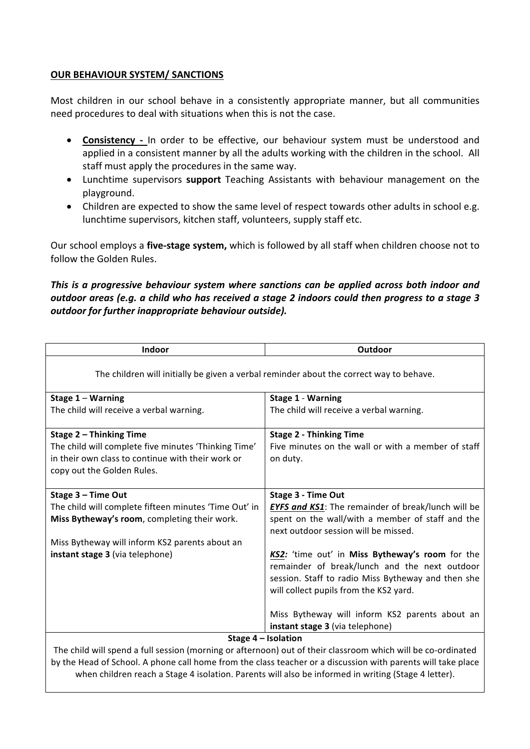**<u>OUR BEHAVIOUR SYSTEM/ SANCTIONS</u>**

Most children in our school behave in a consistently appropriate manner, but all communities need procedures to deal with situations when this is not the case.

- **<u>Consistency -</u>** In order to be effective, our behaviour system must be understood and applied in a consistent manner by all the adults working with the children in the school. All staff must apply the procedures in the same way.
- Lunchtime supervisors **support** Teaching Assistants with behaviour management on the playground.
- Children are expected to show the same level of respect towards other adults in school e.g. lunchtime supervisors, kitchen staff, volunteers, supply staff etc.

Our school employs a **five-stage system,** which is followed by all staff when children choose not to follow the Golden Rules.

***This is a progressive behaviour system where sanctions can be applied across both indoor and outdoor areas (e.g. a child who has received a stage 2 indoors could then progress to a stage 3 outdoor for further inappropriate behaviour outside).***

| Indoor | Outdoor |
|---|---|
| The children will initially be given a verbal reminder about the correct way to behave. | |
| **Stage 1 – Warning**<br>The child will receive a verbal warning. | **Stage 1 - Warning**<br>The child will receive a verbal warning. |
| **Stage 2 – Thinking Time**<br>The child will complete five minutes 'Thinking Time' in their own class to continue with their work or copy out the Golden Rules. | **Stage 2 - Thinking Time**<br>Five minutes on the wall or with a member of staff on duty. |
| **Stage 3 – Time Out**<br>The child will complete fifteen minutes 'Time Out' in **Miss Bytheway's room**, completing their work.<br><br>Miss Bytheway will inform KS2 parents about an **instant stage 3** (via telephone) | **Stage 3 - Time Out**<br>***<u>EYFS and KS1</u>***: The remainder of break/lunch will be spent on the wall/with a member of staff and the next outdoor session will be missed.<br><br>***<u>KS2:</u>*** 'time out' in **Miss Bytheway's room** for the remainder of break/lunch and the next outdoor session. Staff to radio Miss Bytheway and then she will collect pupils from the KS2 yard.<br><br>Miss Bytheway will inform KS2 parents about an **instant stage 3** (via telephone) |
| **Stage 4 – Isolation**<br>The child will spend a full session (morning or afternoon) out of their classroom which will be co-ordinated by the Head of School. A phone call home from the class teacher or a discussion with parents will take place when children reach a Stage 4 isolation. Parents will also be informed in writing (Stage 4 letter). | |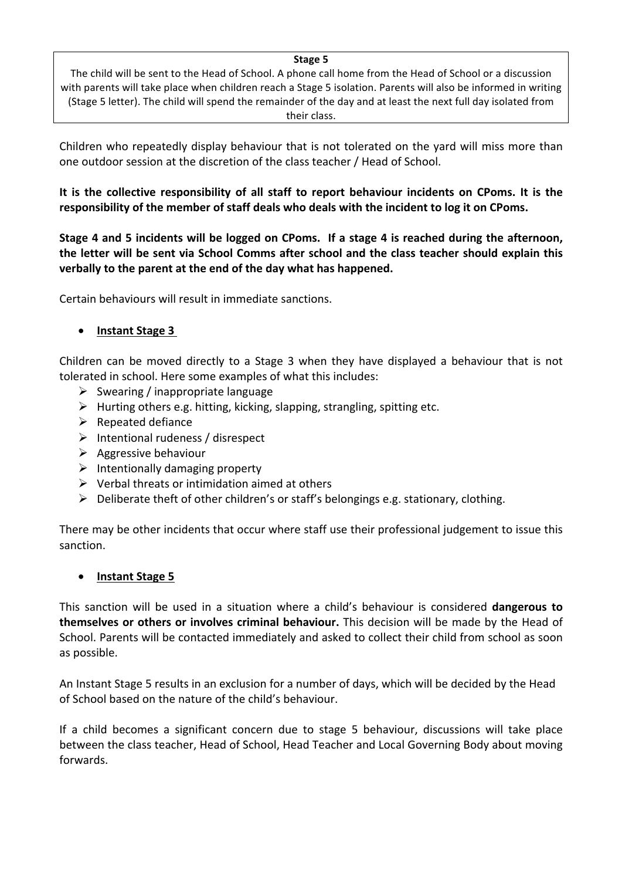| **Stage 5** |
| --- |
| The child will be sent to the Head of School. A phone call home from the Head of School or a discussion with parents will take place when children reach a Stage 5 isolation. Parents will also be informed in writing (Stage 5 letter). The child will spend the remainder of the day and at least the next full day isolated from their class. |

Children who repeatedly display behaviour that is not tolerated on the yard will miss more than one outdoor session at the discretion of the class teacher / Head of School.

**It is the collective responsibility of all staff to report behaviour incidents on CPoms. It is the responsibility of the member of staff deals who deals with the incident to log it on CPoms.**

**Stage 4 and 5 incidents will be logged on CPoms. If a stage 4 is reached during the afternoon, the letter will be sent via School Comms after school and the class teacher should explain this verbally to the parent at the end of the day what has happened.**

Certain behaviours will result in immediate sanctions.

- **Instant Stage 3**

Children can be moved directly to a Stage 3 when they have displayed a behaviour that is not tolerated in school. Here some examples of what this includes:

- Swearing / inappropriate language
- Hurting others e.g. hitting, kicking, slapping, strangling, spitting etc.
- Repeated defiance
- Intentional rudeness / disrespect
- Aggressive behaviour
- Intentionally damaging property
- Verbal threats or intimidation aimed at others
- Deliberate theft of other children's or staff's belongings e.g. stationary, clothing.

There may be other incidents that occur where staff use their professional judgement to issue this sanction.

- **Instant Stage 5**

This sanction will be used in a situation where a child's behaviour is considered **dangerous to themselves or others or involves criminal behaviour.** This decision will be made by the Head of School. Parents will be contacted immediately and asked to collect their child from school as soon as possible.

An Instant Stage 5 results in an exclusion for a number of days, which will be decided by the Head of School based on the nature of the child's behaviour.

If a child becomes a significant concern due to stage 5 behaviour, discussions will take place between the class teacher, Head of School, Head Teacher and Local Governing Body about moving forwards.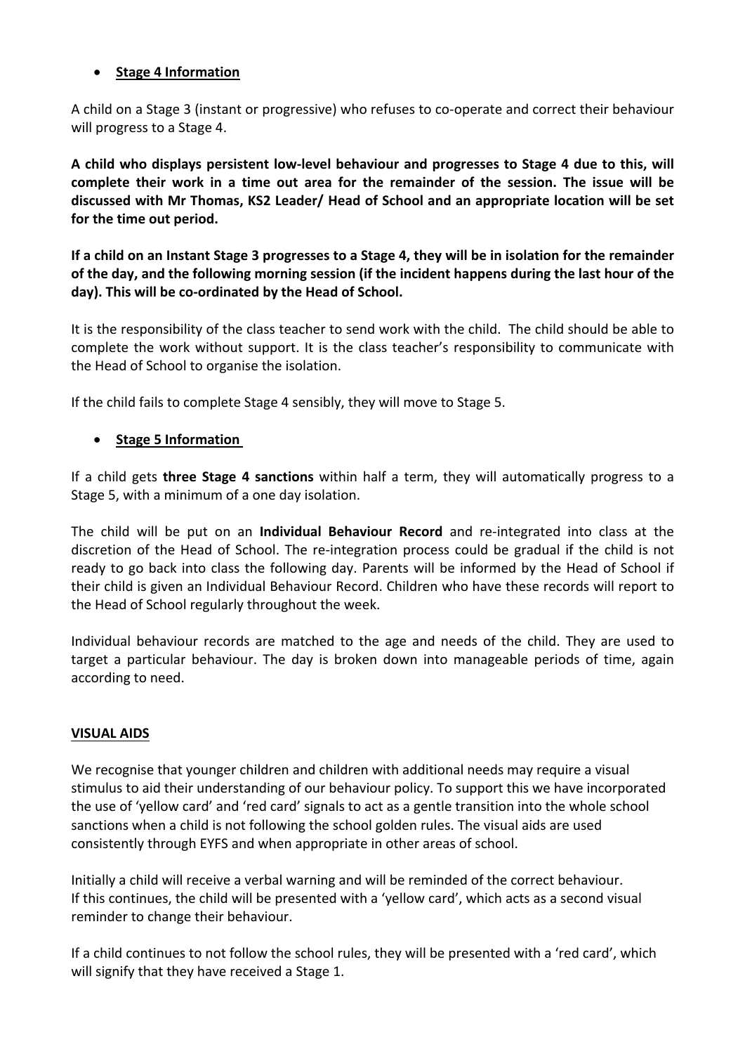- **Stage 4 Information**

A child on a Stage 3 (instant or progressive) who refuses to co-operate and correct their behaviour will progress to a Stage 4.

**A child who displays persistent low-level behaviour and progresses to Stage 4 due to this, will complete their work in a time out area for the remainder of the session. The issue will be discussed with Mr Thomas, KS2 Leader/ Head of School and an appropriate location will be set for the time out period.**

**If a child on an Instant Stage 3 progresses to a Stage 4, they will be in isolation for the remainder of the day, and the following morning session (if the incident happens during the last hour of the day). This will be co-ordinated by the Head of School.**

It is the responsibility of the class teacher to send work with the child. The child should be able to complete the work without support. It is the class teacher's responsibility to communicate with the Head of School to organise the isolation.

If the child fails to complete Stage 4 sensibly, they will move to Stage 5.

- **Stage 5 Information**

If a child gets **three Stage 4 sanctions** within half a term, they will automatically progress to a Stage 5, with a minimum of a one day isolation.

The child will be put on an **Individual Behaviour Record** and re-integrated into class at the discretion of the Head of School. The re-integration process could be gradual if the child is not ready to go back into class the following day. Parents will be informed by the Head of School if their child is given an Individual Behaviour Record. Children who have these records will report to the Head of School regularly throughout the week.

Individual behaviour records are matched to the age and needs of the child. They are used to target a particular behaviour. The day is broken down into manageable periods of time, again according to need.

## VISUAL AIDS

We recognise that younger children and children with additional needs may require a visual stimulus to aid their understanding of our behaviour policy. To support this we have incorporated the use of 'yellow card' and 'red card' signals to act as a gentle transition into the whole school sanctions when a child is not following the school golden rules. The visual aids are used consistently through EYFS and when appropriate in other areas of school.

Initially a child will receive a verbal warning and will be reminded of the correct behaviour. If this continues, the child will be presented with a 'yellow card', which acts as a second visual reminder to change their behaviour.

If a child continues to not follow the school rules, they will be presented with a 'red card', which will signify that they have received a Stage 1.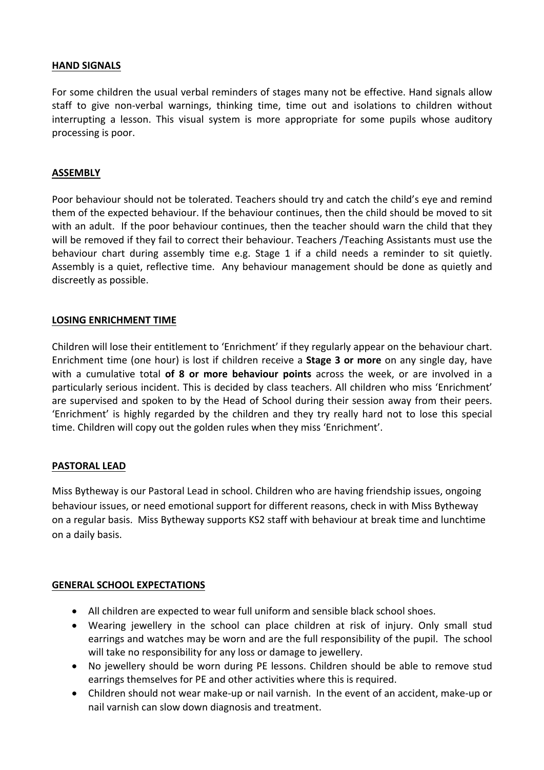## HAND SIGNALS

For some children the usual verbal reminders of stages many not be effective. Hand signals allow staff to give non-verbal warnings, thinking time, time out and isolations to children without interrupting a lesson. This visual system is more appropriate for some pupils whose auditory processing is poor.

## ASSEMBLY

Poor behaviour should not be tolerated. Teachers should try and catch the child's eye and remind them of the expected behaviour. If the behaviour continues, then the child should be moved to sit with an adult. If the poor behaviour continues, then the teacher should warn the child that they will be removed if they fail to correct their behaviour. Teachers /Teaching Assistants must use the behaviour chart during assembly time e.g. Stage 1 if a child needs a reminder to sit quietly. Assembly is a quiet, reflective time. Any behaviour management should be done as quietly and discreetly as possible.

## LOSING ENRICHMENT TIME

Children will lose their entitlement to 'Enrichment' if they regularly appear on the behaviour chart. Enrichment time (one hour) is lost if children receive a **Stage 3 or more** on any single day, have with a cumulative total **of 8 or more behaviour points** across the week, or are involved in a particularly serious incident. This is decided by class teachers. All children who miss 'Enrichment' are supervised and spoken to by the Head of School during their session away from their peers. 'Enrichment' is highly regarded by the children and they try really hard not to lose this special time. Children will copy out the golden rules when they miss 'Enrichment'.

## PASTORAL LEAD

Miss Bytheway is our Pastoral Lead in school. Children who are having friendship issues, ongoing behaviour issues, or need emotional support for different reasons, check in with Miss Bytheway on a regular basis. Miss Bytheway supports KS2 staff with behaviour at break time and lunchtime on a daily basis.

## GENERAL SCHOOL EXPECTATIONS

- All children are expected to wear full uniform and sensible black school shoes.
- Wearing jewellery in the school can place children at risk of injury. Only small stud earrings and watches may be worn and are the full responsibility of the pupil. The school will take no responsibility for any loss or damage to jewellery.
- No jewellery should be worn during PE lessons. Children should be able to remove stud earrings themselves for PE and other activities where this is required.
- Children should not wear make-up or nail varnish. In the event of an accident, make-up or nail varnish can slow down diagnosis and treatment.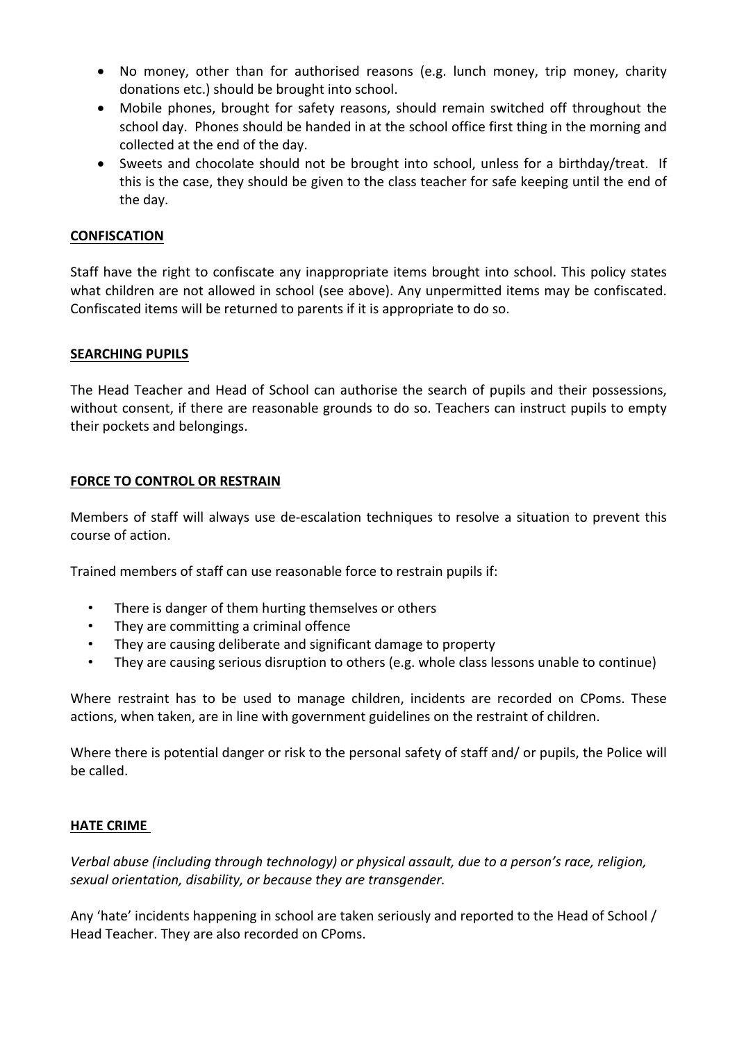- No money, other than for authorised reasons (e.g. lunch money, trip money, charity donations etc.) should be brought into school.
- Mobile phones, brought for safety reasons, should remain switched off throughout the school day. Phones should be handed in at the school office first thing in the morning and collected at the end of the day.
- Sweets and chocolate should not be brought into school, unless for a birthday/treat. If this is the case, they should be given to the class teacher for safe keeping until the end of the day.

## CONFISCATION

Staff have the right to confiscate any inappropriate items brought into school. This policy states what children are not allowed in school (see above). Any unpermitted items may be confiscated. Confiscated items will be returned to parents if it is appropriate to do so.

## SEARCHING PUPILS

The Head Teacher and Head of School can authorise the search of pupils and their possessions, without consent, if there are reasonable grounds to do so. Teachers can instruct pupils to empty their pockets and belongings.

## FORCE TO CONTROL OR RESTRAIN

Members of staff will always use de-escalation techniques to resolve a situation to prevent this course of action.

Trained members of staff can use reasonable force to restrain pupils if:

- There is danger of them hurting themselves or others
- They are committing a criminal offence
- They are causing deliberate and significant damage to property
- They are causing serious disruption to others (e.g. whole class lessons unable to continue)

Where restraint has to be used to manage children, incidents are recorded on CPoms. These actions, when taken, are in line with government guidelines on the restraint of children.

Where there is potential danger or risk to the personal safety of staff and/ or pupils, the Police will be called.

## HATE CRIME

*Verbal abuse (including through technology) or physical assault, due to a person's race, religion, sexual orientation, disability, or because they are transgender.*

Any 'hate' incidents happening in school are taken seriously and reported to the Head of School / Head Teacher. They are also recorded on CPoms.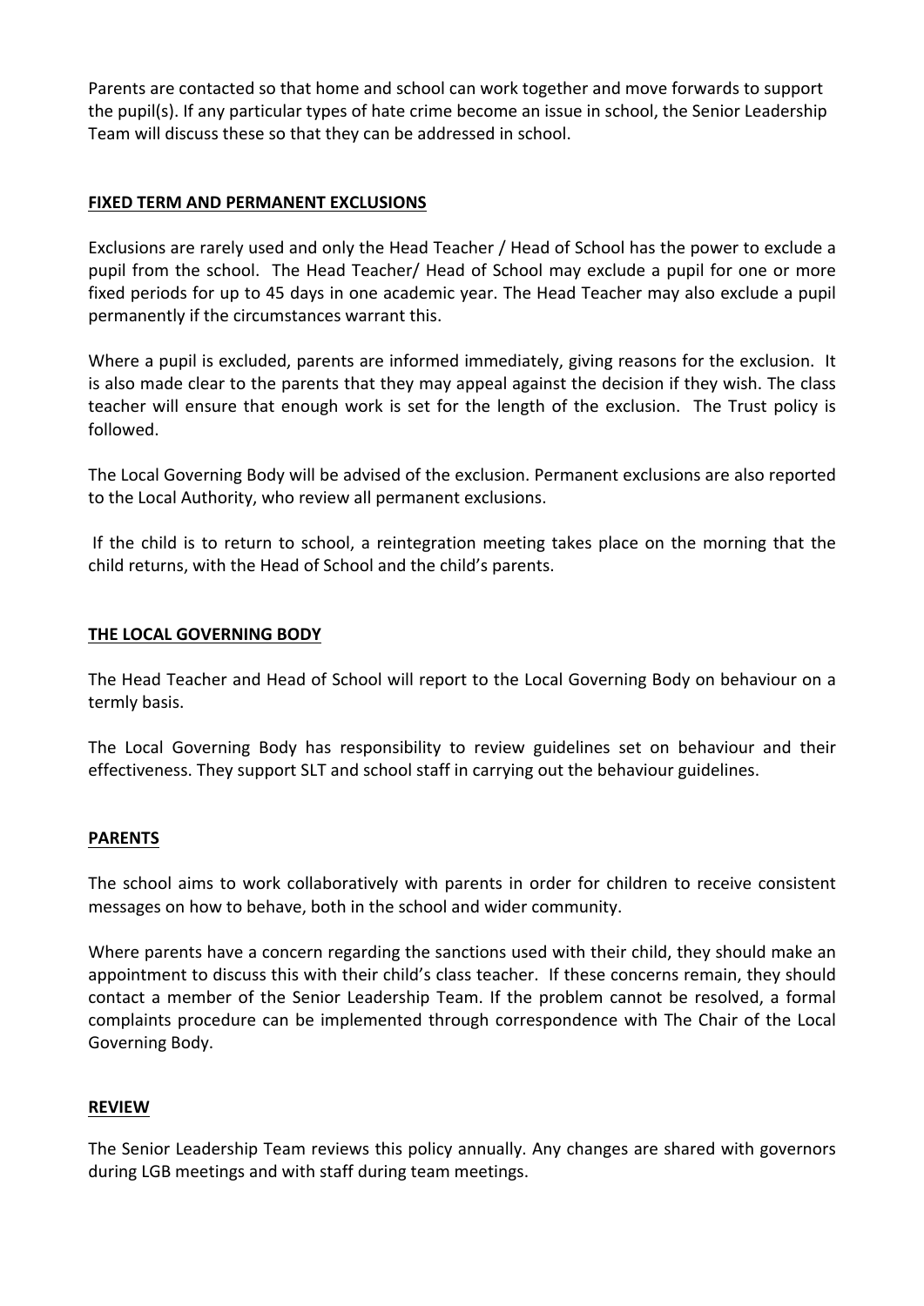Parents are contacted so that home and school can work together and move forwards to support the pupil(s). If any particular types of hate crime become an issue in school, the Senior Leadership Team will discuss these so that they can be addressed in school.

## FIXED TERM AND PERMANENT EXCLUSIONS

Exclusions are rarely used and only the Head Teacher / Head of School has the power to exclude a pupil from the school. The Head Teacher/ Head of School may exclude a pupil for one or more fixed periods for up to 45 days in one academic year. The Head Teacher may also exclude a pupil permanently if the circumstances warrant this.

Where a pupil is excluded, parents are informed immediately, giving reasons for the exclusion. It is also made clear to the parents that they may appeal against the decision if they wish. The class teacher will ensure that enough work is set for the length of the exclusion. The Trust policy is followed.

The Local Governing Body will be advised of the exclusion. Permanent exclusions are also reported to the Local Authority, who review all permanent exclusions.

If the child is to return to school, a reintegration meeting takes place on the morning that the child returns, with the Head of School and the child's parents.

## THE LOCAL GOVERNING BODY

The Head Teacher and Head of School will report to the Local Governing Body on behaviour on a termly basis.

The Local Governing Body has responsibility to review guidelines set on behaviour and their effectiveness. They support SLT and school staff in carrying out the behaviour guidelines.

## PARENTS

The school aims to work collaboratively with parents in order for children to receive consistent messages on how to behave, both in the school and wider community.

Where parents have a concern regarding the sanctions used with their child, they should make an appointment to discuss this with their child's class teacher. If these concerns remain, they should contact a member of the Senior Leadership Team. If the problem cannot be resolved, a formal complaints procedure can be implemented through correspondence with The Chair of the Local Governing Body.

## REVIEW

The Senior Leadership Team reviews this policy annually. Any changes are shared with governors during LGB meetings and with staff during team meetings.